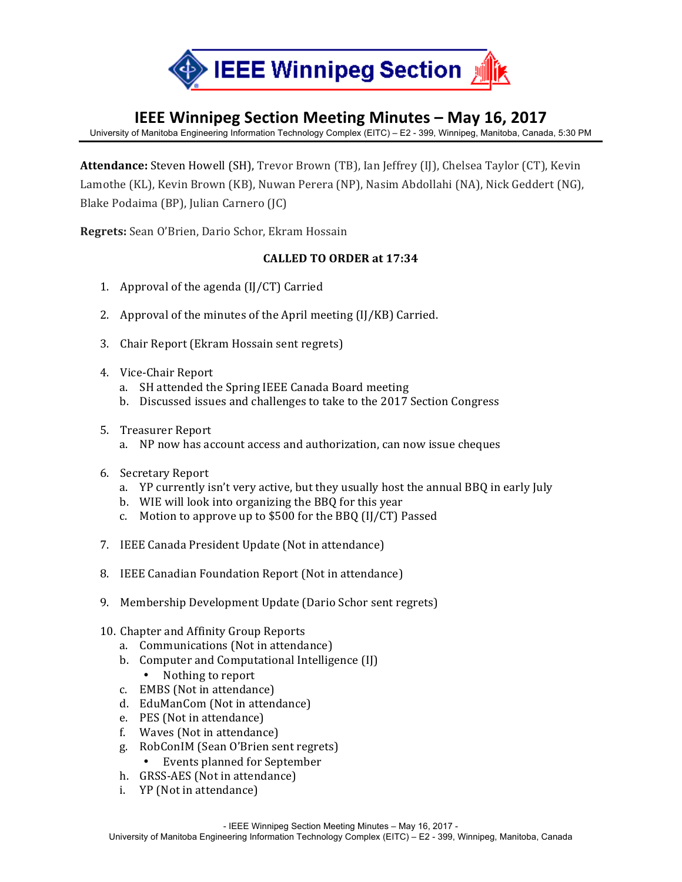# IEEE Winnipeg Section

## IEEE Winnipeg Section Meeting Minutes – May 16, 2017

University of Manitoba Engineering Information Technology Complex (EITC) – E2 - 399, Winnipeg, Manitoba, Canada, 5:30 PM

**Attendance:** Steven Howell (SH), Trevor Brown (TB), Ian Jeffrey (IJ), Chelsea Taylor (CT), Kevin Lamothe (KL), Kevin Brown (KB), Nuwan Perera (NP), Nasim Abdollahi (NA), Nick Geddert (NG), Blake Podaima (BP), Julian Carnero (JC)

**Regrets:** Sean O'Brien, Dario Schor, Ekram Hossain

**CALLED TO ORDER at 17:34**

1. Approval of the agenda (IJ/CT) Carried

2. Approval of the minutes of the April meeting (IJ/KB) Carried.

3. Chair Report (Ekram Hossain sent regrets)

4. Vice-Chair Report
   a. SH attended the Spring IEEE Canada Board meeting
   b. Discussed issues and challenges to take to the 2017 Section Congress

5. Treasurer Report
   a. NP now has account access and authorization, can now issue cheques

6. Secretary Report
   a. YP currently isn't very active, but they usually host the annual BBQ in early July
   b. WIE will look into organizing the BBQ for this year
   c. Motion to approve up to $500 for the BBQ (IJ/CT) Passed

7. IEEE Canada President Update (Not in attendance)

8. IEEE Canadian Foundation Report (Not in attendance)

9. Membership Development Update (Dario Schor sent regrets)

10. Chapter and Affinity Group Reports
    a. Communications (Not in attendance)
    b. Computer and Computational Intelligence (IJ)
       - Nothing to report
    c. EMBS (Not in attendance)
    d. EduManCom (Not in attendance)
    e. PES (Not in attendance)
    f. Waves (Not in attendance)
    g. RobConIM (Sean O'Brien sent regrets)
       - Events planned for September
    h. GRSS-AES (Not in attendance)
    i. YP (Not in attendance)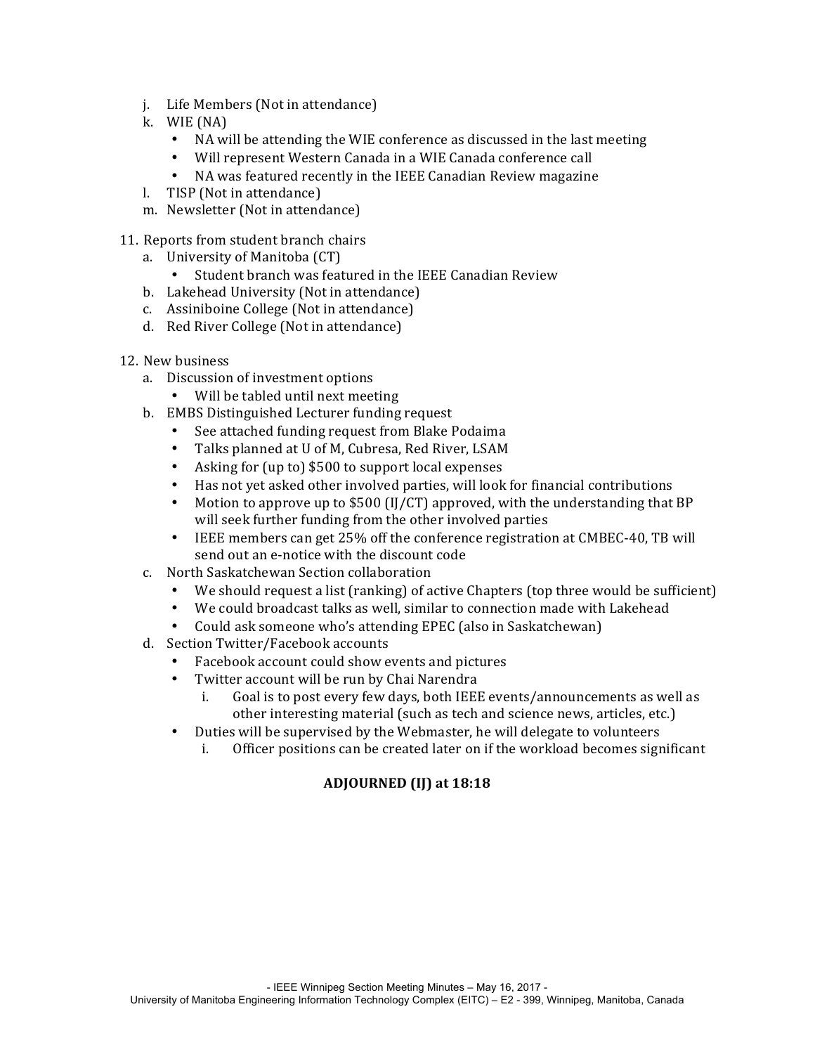j. Life Members (Not in attendance)
k. WIE (NA)
    - NA will be attending the WIE conference as discussed in the last meeting
    - Will represent Western Canada in a WIE Canada conference call
    - NA was featured recently in the IEEE Canadian Review magazine
l. TISP (Not in attendance)
m. Newsletter (Not in attendance)

11. Reports from student branch chairs
    a. University of Manitoba (CT)
        - Student branch was featured in the IEEE Canadian Review
    b. Lakehead University (Not in attendance)
    c. Assiniboine College (Not in attendance)
    d. Red River College (Not in attendance)

12. New business
    a. Discussion of investment options
        - Will be tabled until next meeting
    b. EMBS Distinguished Lecturer funding request
        - See attached funding request from Blake Podaima
        - Talks planned at U of M, Cubresa, Red River, LSAM
        - Asking for (up to) $500 to support local expenses
        - Has not yet asked other involved parties, will look for financial contributions
        - Motion to approve up to $500 (IJ/CT) approved, with the understanding that BP will seek further funding from the other involved parties
        - IEEE members can get 25% off the conference registration at CMBEC-40, TB will send out an e-notice with the discount code
    c. North Saskatchewan Section collaboration
        - We should request a list (ranking) of active Chapters (top three would be sufficient)
        - We could broadcast talks as well, similar to connection made with Lakehead
        - Could ask someone who's attending EPEC (also in Saskatchewan)
    d. Section Twitter/Facebook accounts
        - Facebook account could show events and pictures
        - Twitter account will be run by Chai Narendra
            i. Goal is to post every few days, both IEEE events/announcements as well as other interesting material (such as tech and science news, articles, etc.)
        - Duties will be supervised by the Webmaster, he will delegate to volunteers
            i. Officer positions can be created later on if the workload becomes significant

**ADJOURNED (IJ) at 18:18**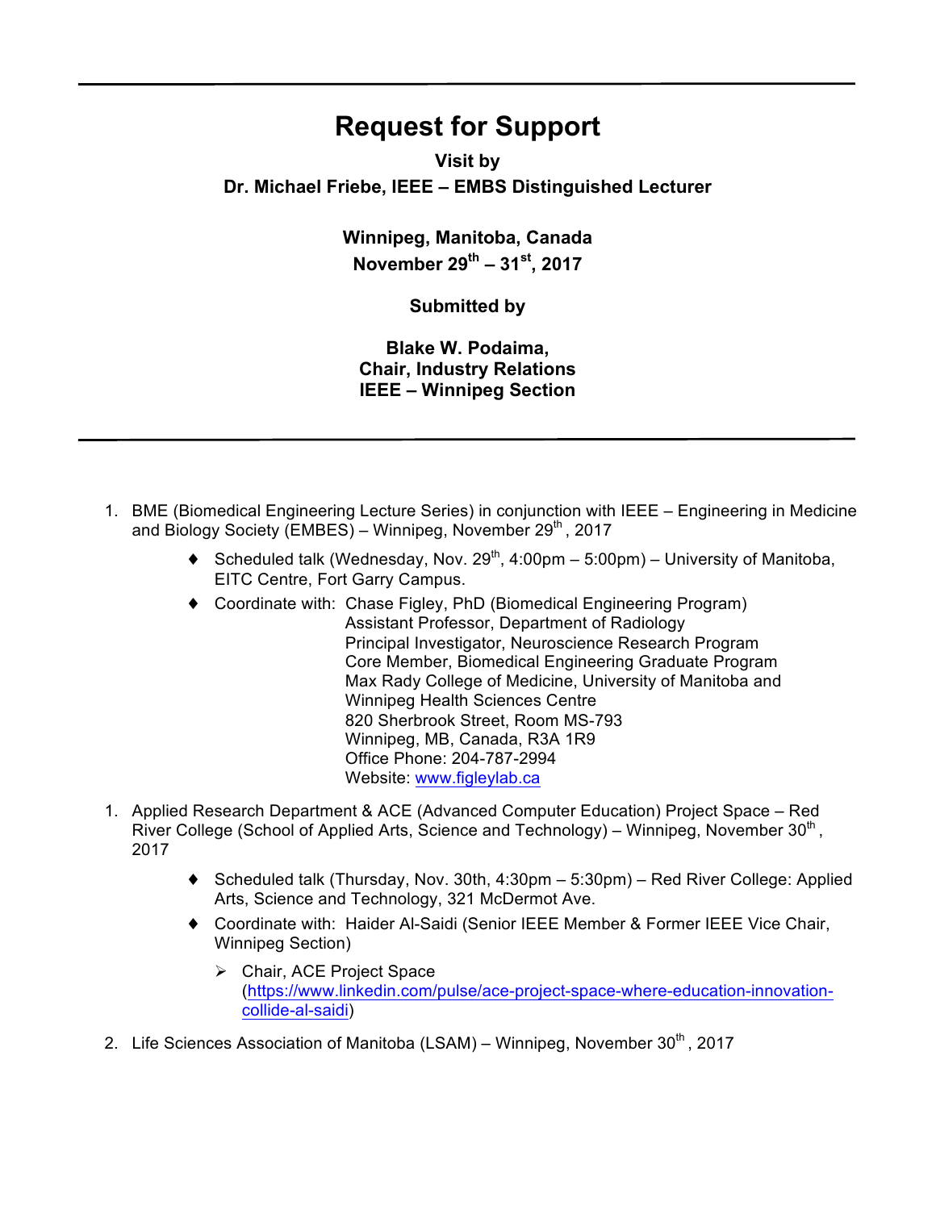# Request for Support

**Visit by**
**Dr. Michael Friebe, IEEE – EMBS Distinguished Lecturer**

**Winnipeg, Manitoba, Canada**
**November 29th – 31st, 2017**

**Submitted by**

**Blake W. Podaima,**
**Chair, Industry Relations**
**IEEE – Winnipeg Section**

---

1. BME (Biomedical Engineering Lecture Series) in conjunction with IEEE – Engineering in Medicine and Biology Society (EMBES) – Winnipeg, November 29th , 2017

   - Scheduled talk (Wednesday, Nov. 29th, 4:00pm – 5:00pm) – University of Manitoba, EITC Centre, Fort Garry Campus.
   - Coordinate with: Chase Figley, PhD (Biomedical Engineering Program)
     Assistant Professor, Department of Radiology
     Principal Investigator, Neuroscience Research Program
     Core Member, Biomedical Engineering Graduate Program
     Max Rady College of Medicine, University of Manitoba and
     Winnipeg Health Sciences Centre
     820 Sherbrook Street, Room MS-793
     Winnipeg, MB, Canada, R3A 1R9
     Office Phone: 204-787-2994
     Website: www.figleylab.ca

1. Applied Research Department & ACE (Advanced Computer Education) Project Space – Red River College (School of Applied Arts, Science and Technology) – Winnipeg, November 30th , 2017

   - Scheduled talk (Thursday, Nov. 30th, 4:30pm – 5:30pm) – Red River College: Applied Arts, Science and Technology, 321 McDermot Ave.
   - Coordinate with: Haider Al-Saidi (Senior IEEE Member & Former IEEE Vice Chair, Winnipeg Section)
     - Chair, ACE Project Space (https://www.linkedin.com/pulse/ace-project-space-where-education-innovation-collide-al-saidi)

2. Life Sciences Association of Manitoba (LSAM) – Winnipeg, November 30th , 2017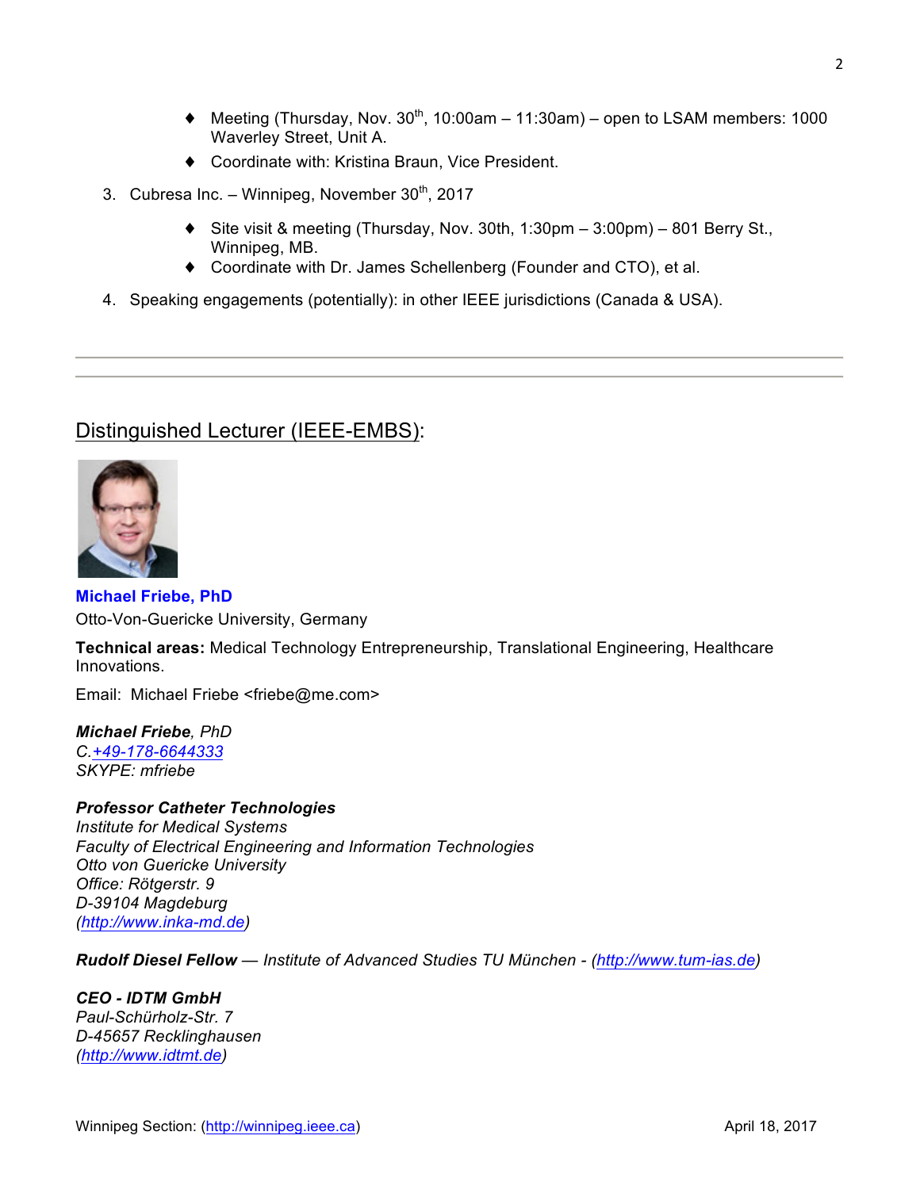- Meeting (Thursday, Nov. 30th, 10:00am – 11:30am) – open to LSAM members: 1000 Waverley Street, Unit A.
- Coordinate with: Kristina Braun, Vice President.

3. Cubresa Inc. – Winnipeg, November 30th, 2017

   - Site visit & meeting (Thursday, Nov. 30th, 1:30pm – 3:00pm) – 801 Berry St., Winnipeg, MB.
   - Coordinate with Dr. James Schellenberg (Founder and CTO), et al.

4. Speaking engagements (potentially): in other IEEE jurisdictions (Canada & USA).

---

---

## Distinguished Lecturer (IEEE-EMBS):

**Michael Friebe, PhD**
Otto-Von-Guericke University, Germany

**Technical areas:** Medical Technology Entrepreneurship, Translational Engineering, Healthcare Innovations.

Email: Michael Friebe <friebe@me.com>

***Michael Friebe**, PhD*
*C.+49-178-6644333*
*SKYPE: mfriebe*

***Professor Catheter Technologies***
*Institute for Medical Systems*
*Faculty of Electrical Engineering and Information Technologies*
*Otto von Guericke University*
*Office: Rötgerstr. 9*
*D-39104 Magdeburg*
*(http://www.inka-md.de)*

***Rudolf Diesel Fellow** — Institute of Advanced Studies TU München - (http://www.tum-ias.de)*

***CEO - IDTM GmbH***
*Paul-Schürholz-Str. 7*
*D-45657 Recklinghausen*
*(http://www.idtmt.de)*

Winnipeg Section: (http://winnipeg.ieee.ca) April 18, 2017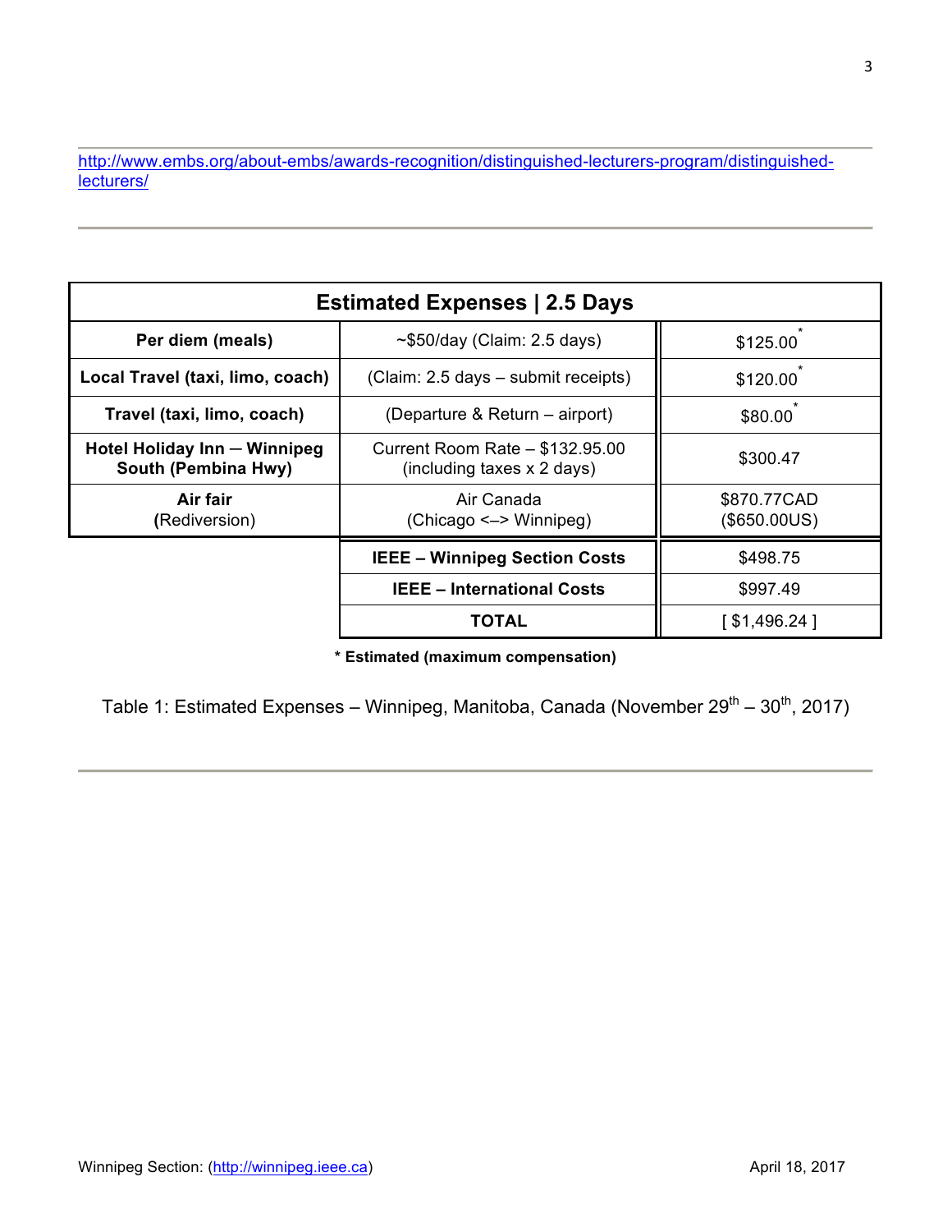http://www.embs.org/about-embs/awards-recognition/distinguished-lecturers-program/distinguished-lecturers/

| Estimated Expenses \| 2.5 Days | | |
|---|---|---|
| **Per diem (meals)** | ~$50/day (Claim: 2.5 days) | $125.00* |
| **Local Travel (taxi, limo, coach)** | (Claim: 2.5 days – submit receipts) | $120.00* |
| **Travel (taxi, limo, coach)** | (Departure & Return – airport) | $80.00* |
| **Hotel Holiday Inn — Winnipeg South (Pembina Hwy)** | Current Room Rate – $132.95.00 (including taxes x 2 days) | $300.47 |
| **Air fair** (Rediversion) | Air Canada (Chicago <–> Winnipeg) | $870.77CAD ($650.00US) |
| | **IEEE – Winnipeg Section Costs** | $498.75 |
| | **IEEE – International Costs** | $997.49 |
| | **TOTAL** | [ $1,496.24 ] |

**\* Estimated (maximum compensation)**

Table 1: Estimated Expenses – Winnipeg, Manitoba, Canada (November 29th – 30th, 2017)